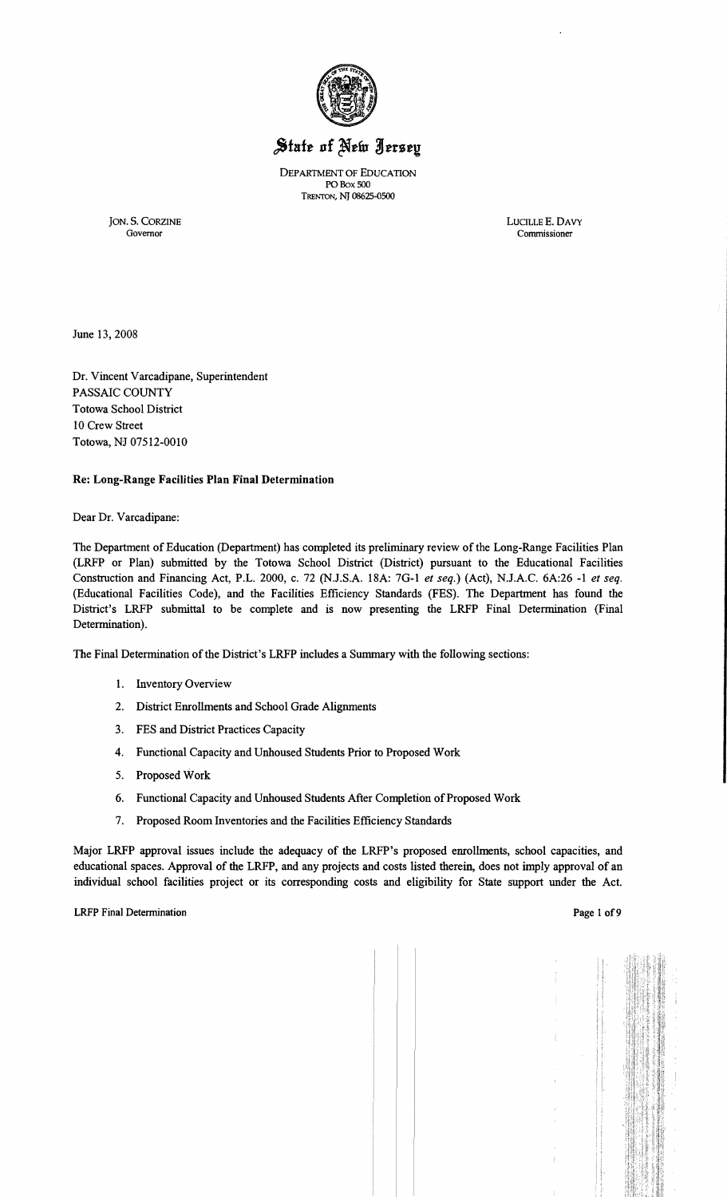# State of New Jersey

DEPARTMENT OF EDUCATION
PO Box 500
TRENTON, NJ 08625-0500

JON. S. CORZINE
Governor

LUCILLE E. DAVY
Commissioner

June 13, 2008

Dr. Vincent Varcadipane, Superintendent
PASSAIC COUNTY
Totowa School District
10 Crew Street
Totowa, NJ 07512-0010

**Re: Long-Range Facilities Plan Final Determination**

Dear Dr. Varcadipane:

The Department of Education (Department) has completed its preliminary review of the Long-Range Facilities Plan (LRFP or Plan) submitted by the Totowa School District (District) pursuant to the Educational Facilities Construction and Financing Act, P.L. 2000, c. 72 (N.J.S.A. 18A: 7G-1 *et seq.*) (Act), N.J.A.C. 6A:26 -1 *et seq.* (Educational Facilities Code), and the Facilities Efficiency Standards (FES). The Department has found the District's LRFP submittal to be complete and is now presenting the LRFP Final Determination (Final Determination).

The Final Determination of the District's LRFP includes a Summary with the following sections:

1. Inventory Overview
2. District Enrollments and School Grade Alignments
3. FES and District Practices Capacity
4. Functional Capacity and Unhoused Students Prior to Proposed Work
5. Proposed Work
6. Functional Capacity and Unhoused Students After Completion of Proposed Work
7. Proposed Room Inventories and the Facilities Efficiency Standards

Major LRFP approval issues include the adequacy of the LRFP's proposed enrollments, school capacities, and educational spaces. Approval of the LRFP, and any projects and costs listed therein, does not imply approval of an individual school facilities project or its corresponding costs and eligibility for State support under the Act.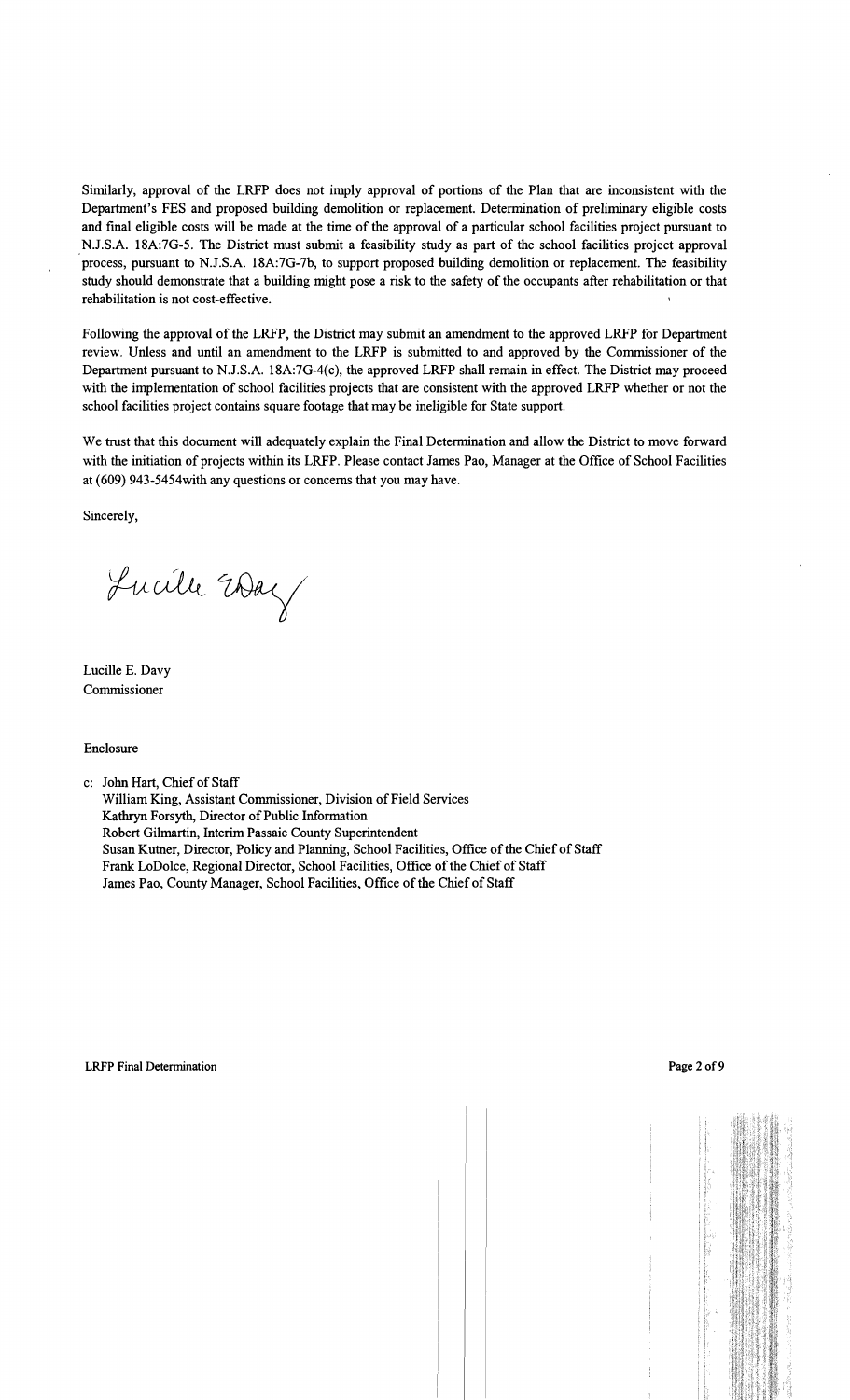Similarly, approval of the LRFP does not imply approval of portions of the Plan that are inconsistent with the Department's FES and proposed building demolition or replacement. Determination of preliminary eligible costs and final eligible costs will be made at the time of the approval of a particular school facilities project pursuant to N.J.S.A. 18A:7G-5. The District must submit a feasibility study as part of the school facilities project approval process, pursuant to N.J.S.A. 18A:7G-7b, to support proposed building demolition or replacement. The feasibility study should demonstrate that a building might pose a risk to the safety of the occupants after rehabilitation or that rehabilitation is not cost-effective.

Following the approval of the LRFP, the District may submit an amendment to the approved LRFP for Department review. Unless and until an amendment to the LRFP is submitted to and approved by the Commissioner of the Department pursuant to N.J.S.A. 18A:7G-4(c), the approved LRFP shall remain in effect. The District may proceed with the implementation of school facilities projects that are consistent with the approved LRFP whether or not the school facilities project contains square footage that may be ineligible for State support.

We trust that this document will adequately explain the Final Determination and allow the District to move forward with the initiation of projects within its LRFP. Please contact James Pao, Manager at the Office of School Facilities at (609) 943-5454with any questions or concerns that you may have.

Sincerely,

Lucille E. Davy
Commissioner

Enclosure

c: John Hart, Chief of Staff
William King, Assistant Commissioner, Division of Field Services
Kathryn Forsyth, Director of Public Information
Robert Gilmartin, Interim Passaic County Superintendent
Susan Kutner, Director, Policy and Planning, School Facilities, Office of the Chief of Staff
Frank LoDolce, Regional Director, School Facilities, Office of the Chief of Staff
James Pao, County Manager, School Facilities, Office of the Chief of Staff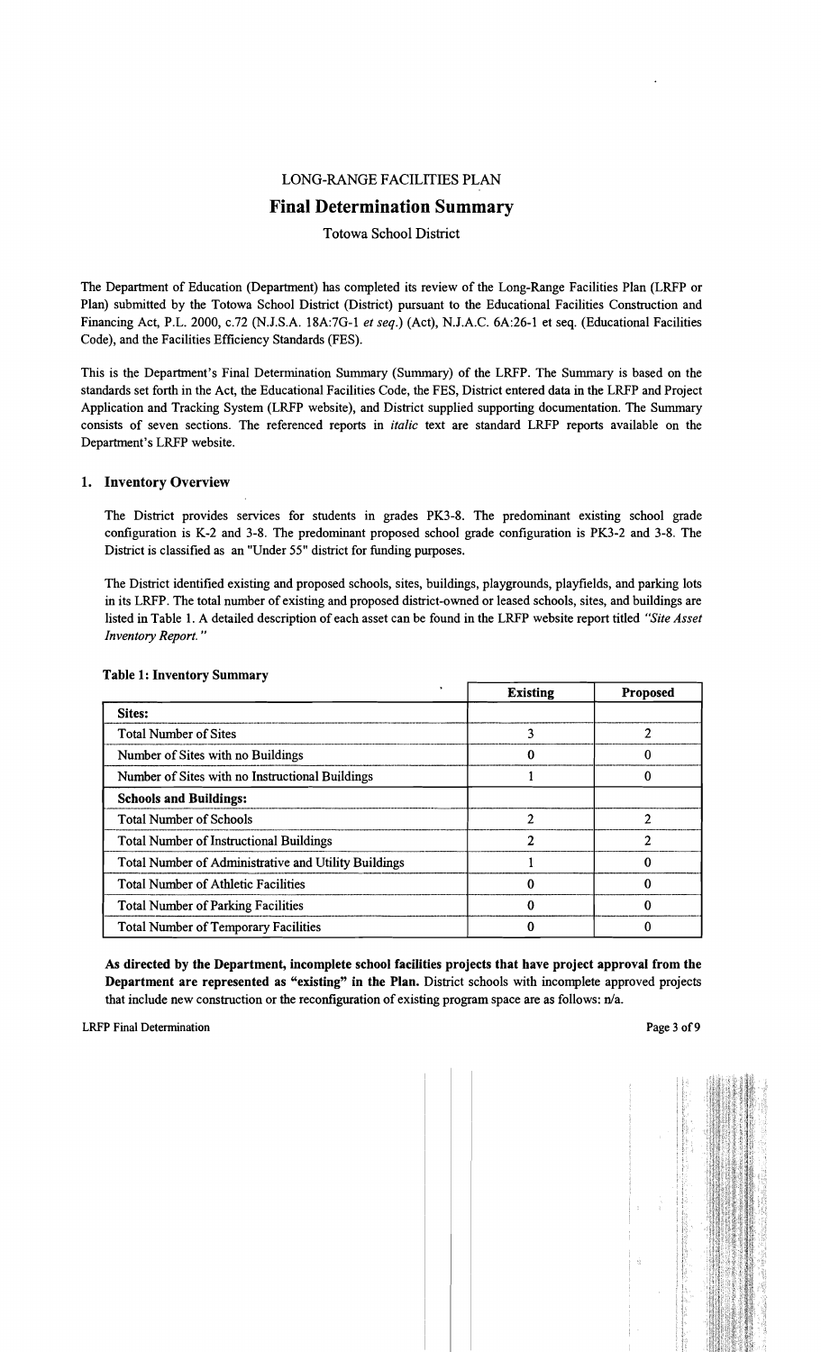LONG-RANGE FACILITIES PLAN

# Final Determination Summary

Totowa School District

The Department of Education (Department) has completed its review of the Long-Range Facilities Plan (LRFP or Plan) submitted by the Totowa School District (District) pursuant to the Educational Facilities Construction and Financing Act, P.L. 2000, c.72 (N.J.S.A. 18A:7G-1 *et seq.*) (Act), N.J.A.C. 6A:26-1 et seq. (Educational Facilities Code), and the Facilities Efficiency Standards (FES).

This is the Department's Final Determination Summary (Summary) of the LRFP. The Summary is based on the standards set forth in the Act, the Educational Facilities Code, the FES, District entered data in the LRFP and Project Application and Tracking System (LRFP website), and District supplied supporting documentation. The Summary consists of seven sections. The referenced reports in *italic* text are standard LRFP reports available on the Department's LRFP website.

## 1. Inventory Overview

The District provides services for students in grades PK3-8. The predominant existing school grade configuration is K-2 and 3-8. The predominant proposed school grade configuration is PK3-2 and 3-8. The District is classified as an "Under 55" district for funding purposes.

The District identified existing and proposed schools, sites, buildings, playgrounds, playfields, and parking lots in its LRFP. The total number of existing and proposed district-owned or leased schools, sites, and buildings are listed in Table 1. A detailed description of each asset can be found in the LRFP website report titled *"Site Asset Inventory Report."*

**Table 1: Inventory Summary**

| | Existing | Proposed |
|---|---|---|
| **Sites:** | | |
| Total Number of Sites | 3 | 2 |
| Number of Sites with no Buildings | 0 | 0 |
| Number of Sites with no Instructional Buildings | 1 | 0 |
| **Schools and Buildings:** | | |
| Total Number of Schools | 2 | 2 |
| Total Number of Instructional Buildings | 2 | 2 |
| Total Number of Administrative and Utility Buildings | 1 | 0 |
| Total Number of Athletic Facilities | 0 | 0 |
| Total Number of Parking Facilities | 0 | 0 |
| Total Number of Temporary Facilities | 0 | 0 |

**As directed by the Department, incomplete school facilities projects that have project approval from the Department are represented as "existing" in the Plan.** District schools with incomplete approved projects that include new construction or the reconfiguration of existing program space are as follows: n/a.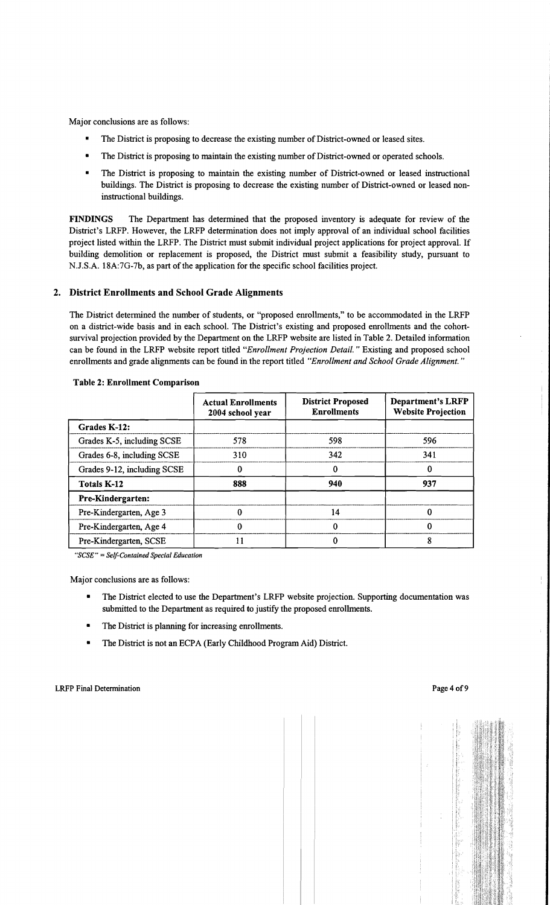Major conclusions are as follows:

- The District is proposing to decrease the existing number of District-owned or leased sites.
- The District is proposing to maintain the existing number of District-owned or operated schools.
- The District is proposing to maintain the existing number of District-owned or leased instructional buildings. The District is proposing to decrease the existing number of District-owned or leased non-instructional buildings.

**FINDINGS** The Department has determined that the proposed inventory is adequate for review of the District's LRFP. However, the LRFP determination does not imply approval of an individual school facilities project listed within the LRFP. The District must submit individual project applications for project approval. If building demolition or replacement is proposed, the District must submit a feasibility study, pursuant to N.J.S.A. 18A:7G-7b, as part of the application for the specific school facilities project.

## 2. District Enrollments and School Grade Alignments

The District determined the number of students, or "proposed enrollments," to be accommodated in the LRFP on a district-wide basis and in each school. The District's existing and proposed enrollments and the cohort-survival projection provided by the Department on the LRFP website are listed in Table 2. Detailed information can be found in the LRFP website report titled *"Enrollment Projection Detail."* Existing and proposed school enrollments and grade alignments can be found in the report titled *"Enrollment and School Grade Alignment."*

**Table 2: Enrollment Comparison**

| | Actual Enrollments 2004 school year | District Proposed Enrollments | Department's LRFP Website Projection |
|---|---|---|---|
| **Grades K-12:** | | | |
| Grades K-5, including SCSE | 578 | 598 | 596 |
| Grades 6-8, including SCSE | 310 | 342 | 341 |
| Grades 9-12, including SCSE | 0 | 0 | 0 |
| **Totals K-12** | **888** | **940** | **937** |
| **Pre-Kindergarten:** | | | |
| Pre-Kindergarten, Age 3 | 0 | 14 | 0 |
| Pre-Kindergarten, Age 4 | 0 | 0 | 0 |
| Pre-Kindergarten, SCSE | 11 | 0 | 8 |

*"SCSE" = Self-Contained Special Education*

Major conclusions are as follows:

- The District elected to use the Department's LRFP website projection. Supporting documentation was submitted to the Department as required to justify the proposed enrollments.
- The District is planning for increasing enrollments.
- The District is not an ECPA (Early Childhood Program Aid) District.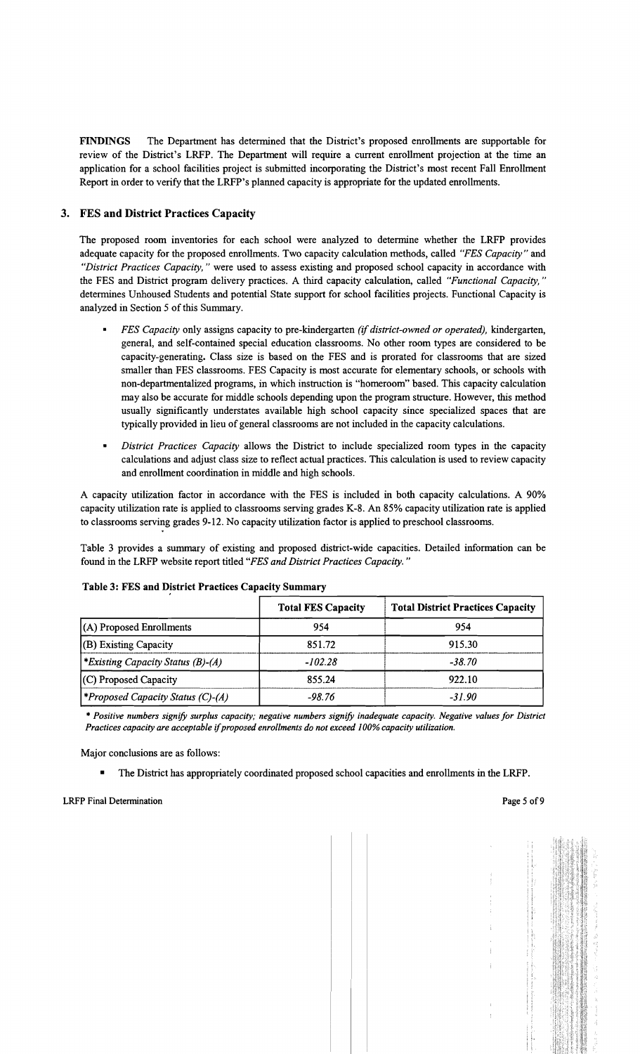**FINDINGS** The Department has determined that the District's proposed enrollments are supportable for review of the District's LRFP. The Department will require a current enrollment projection at the time an application for a school facilities project is submitted incorporating the District's most recent Fall Enrollment Report in order to verify that the LRFP's planned capacity is appropriate for the updated enrollments.

## 3. FES and District Practices Capacity

The proposed room inventories for each school were analyzed to determine whether the LRFP provides adequate capacity for the proposed enrollments. Two capacity calculation methods, called *"FES Capacity"* and *"District Practices Capacity,"* were used to assess existing and proposed school capacity in accordance with the FES and District program delivery practices. A third capacity calculation, called *"Functional Capacity,"* determines Unhoused Students and potential State support for school facilities projects. Functional Capacity is analyzed in Section 5 of this Summary.

- *FES Capacity* only assigns capacity to pre-kindergarten *(if district-owned or operated),* kindergarten, general, and self-contained special education classrooms. No other room types are considered to be capacity-generating. Class size is based on the FES and is prorated for classrooms that are sized smaller than FES classrooms. FES Capacity is most accurate for elementary schools, or schools with non-departmentalized programs, in which instruction is "homeroom" based. This capacity calculation may also be accurate for middle schools depending upon the program structure. However, this method usually significantly understates available high school capacity since specialized spaces that are typically provided in lieu of general classrooms are not included in the capacity calculations.
- *District Practices Capacity* allows the District to include specialized room types in the capacity calculations and adjust class size to reflect actual practices. This calculation is used to review capacity and enrollment coordination in middle and high schools.

A capacity utilization factor in accordance with the FES is included in both capacity calculations. A 90% capacity utilization rate is applied to classrooms serving grades K-8. An 85% capacity utilization rate is applied to classrooms serving grades 9-12. No capacity utilization factor is applied to preschool classrooms.

Table 3 provides a summary of existing and proposed district-wide capacities. Detailed information can be found in the LRFP website report titled *"FES and District Practices Capacity."*

**Table 3: FES and District Practices Capacity Summary**

| | Total FES Capacity | Total District Practices Capacity |
|---|---|---|
| (A) Proposed Enrollments | 954 | 954 |
| (B) Existing Capacity | 851.72 | 915.30 |
| **Existing Capacity Status (B)-(A)* | *-102.28* | *-38.70* |
| (C) Proposed Capacity | 855.24 | 922.10 |
| **Proposed Capacity Status (C)-(A)* | *-98.76* | *-31.90* |

*\* Positive numbers signify surplus capacity; negative numbers signify inadequate capacity. Negative values for District Practices capacity are acceptable if proposed enrollments do not exceed 100% capacity utilization.*

Major conclusions are as follows:

- The District has appropriately coordinated proposed school capacities and enrollments in the LRFP.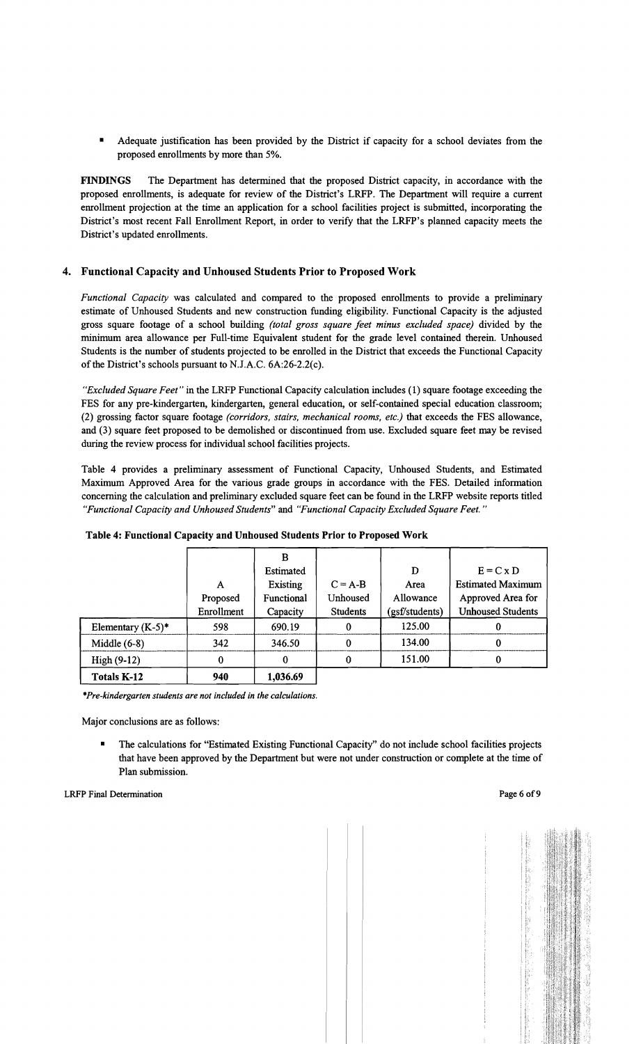- Adequate justification has been provided by the District if capacity for a school deviates from the proposed enrollments by more than 5%.

**FINDINGS** The Department has determined that the proposed District capacity, in accordance with the proposed enrollments, is adequate for review of the District's LRFP. The Department will require a current enrollment projection at the time an application for a school facilities project is submitted, incorporating the District's most recent Fall Enrollment Report, in order to verify that the LRFP's planned capacity meets the District's updated enrollments.

## 4. Functional Capacity and Unhoused Students Prior to Proposed Work

*Functional Capacity* was calculated and compared to the proposed enrollments to provide a preliminary estimate of Unhoused Students and new construction funding eligibility. Functional Capacity is the adjusted gross square footage of a school building *(total gross square feet minus excluded space)* divided by the minimum area allowance per Full-time Equivalent student for the grade level contained therein. Unhoused Students is the number of students projected to be enrolled in the District that exceeds the Functional Capacity of the District's schools pursuant to N.J.A.C. 6A:26-2.2(c).

*"Excluded Square Feet"* in the LRFP Functional Capacity calculation includes (1) square footage exceeding the FES for any pre-kindergarten, kindergarten, general education, or self-contained special education classroom; (2) grossing factor square footage *(corridors, stairs, mechanical rooms, etc.)* that exceeds the FES allowance, and (3) square feet proposed to be demolished or discontinued from use. Excluded square feet may be revised during the review process for individual school facilities projects.

Table 4 provides a preliminary assessment of Functional Capacity, Unhoused Students, and Estimated Maximum Approved Area for the various grade groups in accordance with the FES. Detailed information concerning the calculation and preliminary excluded square feet can be found in the LRFP website reports titled *"Functional Capacity and Unhoused Students"* and *"Functional Capacity Excluded Square Feet."*

**Table 4: Functional Capacity and Unhoused Students Prior to Proposed Work**

| | A Proposed Enrollment | B Estimated Existing Functional Capacity | C = A-B Unhoused Students | D Area Allowance (gsf/students) | E = C x D Estimated Maximum Approved Area for Unhoused Students |
|---|---|---|---|---|---|
| Elementary (K-5)* | 598 | 690.19 | 0 | 125.00 | 0 |
| Middle (6-8) | 342 | 346.50 | 0 | 134.00 | 0 |
| High (9-12) | 0 | 0 | 0 | 151.00 | 0 |
| **Totals K-12** | **940** | **1,036.69** | | | |

*\*Pre-kindergarten students are not included in the calculations.*

Major conclusions are as follows:

- The calculations for "Estimated Existing Functional Capacity" do not include school facilities projects that have been approved by the Department but were not under construction or complete at the time of Plan submission.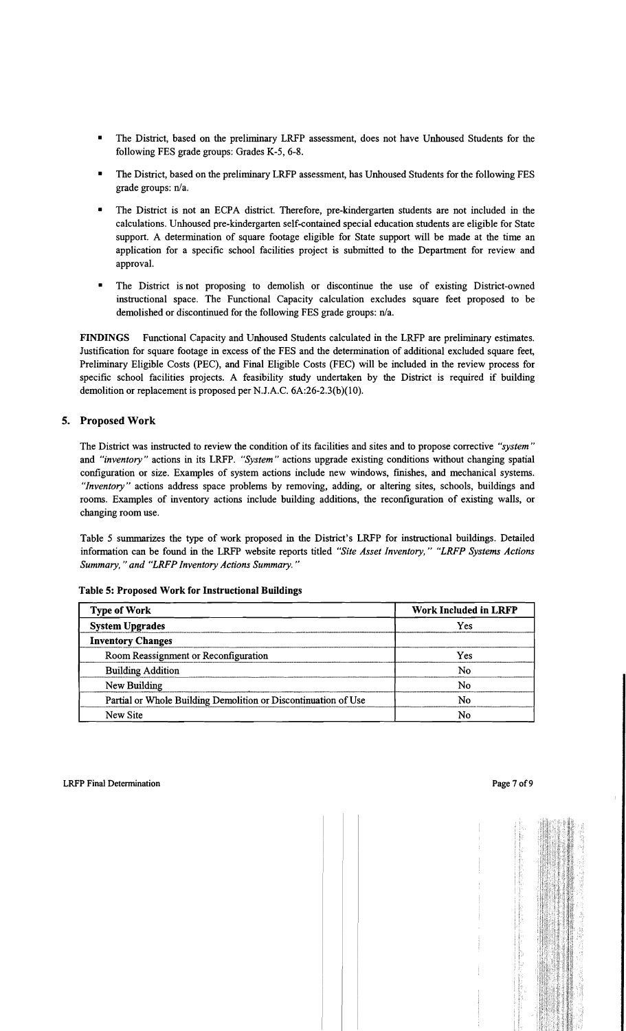- The District, based on the preliminary LRFP assessment, does not have Unhoused Students for the following FES grade groups: Grades K-5, 6-8.
- The District, based on the preliminary LRFP assessment, has Unhoused Students for the following FES grade groups: n/a.
- The District is not an ECPA district. Therefore, pre-kindergarten students are not included in the calculations. Unhoused pre-kindergarten self-contained special education students are eligible for State support. A determination of square footage eligible for State support will be made at the time an application for a specific school facilities project is submitted to the Department for review and approval.
- The District is not proposing to demolish or discontinue the use of existing District-owned instructional space. The Functional Capacity calculation excludes square feet proposed to be demolished or discontinued for the following FES grade groups: n/a.

**FINDINGS** Functional Capacity and Unhoused Students calculated in the LRFP are preliminary estimates. Justification for square footage in excess of the FES and the determination of additional excluded square feet, Preliminary Eligible Costs (PEC), and Final Eligible Costs (FEC) will be included in the review process for specific school facilities projects. A feasibility study undertaken by the District is required if building demolition or replacement is proposed per N.J.A.C. 6A:26-2.3(b)(10).

## 5. Proposed Work

The District was instructed to review the condition of its facilities and sites and to propose corrective *"system"* and *"inventory"* actions in its LRFP. *"System"* actions upgrade existing conditions without changing spatial configuration or size. Examples of system actions include new windows, finishes, and mechanical systems. *"Inventory"* actions address space problems by removing, adding, or altering sites, schools, buildings and rooms. Examples of inventory actions include building additions, the reconfiguration of existing walls, or changing room use.

Table 5 summarizes the type of work proposed in the District's LRFP for instructional buildings. Detailed information can be found in the LRFP website reports titled *"Site Asset Inventory," "LRFP Systems Actions Summary," and "LRFP Inventory Actions Summary."*

**Table 5: Proposed Work for Instructional Buildings**

| Type of Work | Work Included in LRFP |
|---|---|
| **System Upgrades** | Yes |
| **Inventory Changes** | |
| Room Reassignment or Reconfiguration | Yes |
| Building Addition | No |
| New Building | No |
| Partial or Whole Building Demolition or Discontinuation of Use | No |
| New Site | No |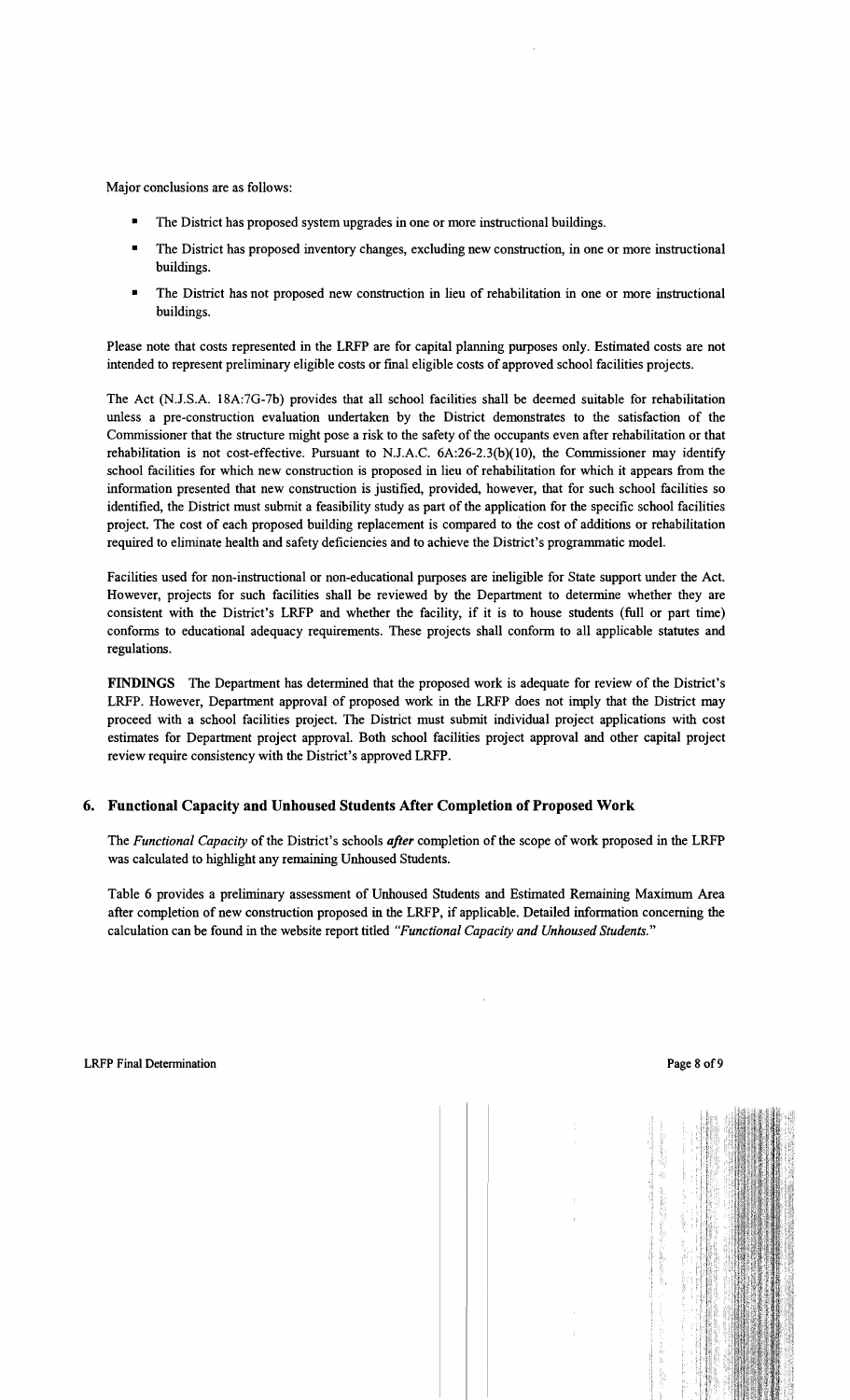Major conclusions are as follows:

- The District has proposed system upgrades in one or more instructional buildings.
- The District has proposed inventory changes, excluding new construction, in one or more instructional buildings.
- The District has not proposed new construction in lieu of rehabilitation in one or more instructional buildings.

Please note that costs represented in the LRFP are for capital planning purposes only. Estimated costs are not intended to represent preliminary eligible costs or final eligible costs of approved school facilities projects.

The Act (N.J.S.A. 18A:7G-7b) provides that all school facilities shall be deemed suitable for rehabilitation unless a pre-construction evaluation undertaken by the District demonstrates to the satisfaction of the Commissioner that the structure might pose a risk to the safety of the occupants even after rehabilitation or that rehabilitation is not cost-effective. Pursuant to N.J.A.C. 6A:26-2.3(b)(10), the Commissioner may identify school facilities for which new construction is proposed in lieu of rehabilitation for which it appears from the information presented that new construction is justified, provided, however, that for such school facilities so identified, the District must submit a feasibility study as part of the application for the specific school facilities project. The cost of each proposed building replacement is compared to the cost of additions or rehabilitation required to eliminate health and safety deficiencies and to achieve the District's programmatic model.

Facilities used for non-instructional or non-educational purposes are ineligible for State support under the Act. However, projects for such facilities shall be reviewed by the Department to determine whether they are consistent with the District's LRFP and whether the facility, if it is to house students (full or part time) conforms to educational adequacy requirements. These projects shall conform to all applicable statutes and regulations.

**FINDINGS** The Department has determined that the proposed work is adequate for review of the District's LRFP. However, Department approval of proposed work in the LRFP does not imply that the District may proceed with a school facilities project. The District must submit individual project applications with cost estimates for Department project approval. Both school facilities project approval and other capital project review require consistency with the District's approved LRFP.

## 6. Functional Capacity and Unhoused Students After Completion of Proposed Work

The *Functional Capacity* of the District's schools ***after*** completion of the scope of work proposed in the LRFP was calculated to highlight any remaining Unhoused Students.

Table 6 provides a preliminary assessment of Unhoused Students and Estimated Remaining Maximum Area after completion of new construction proposed in the LRFP, if applicable. Detailed information concerning the calculation can be found in the website report titled *"Functional Capacity and Unhoused Students."*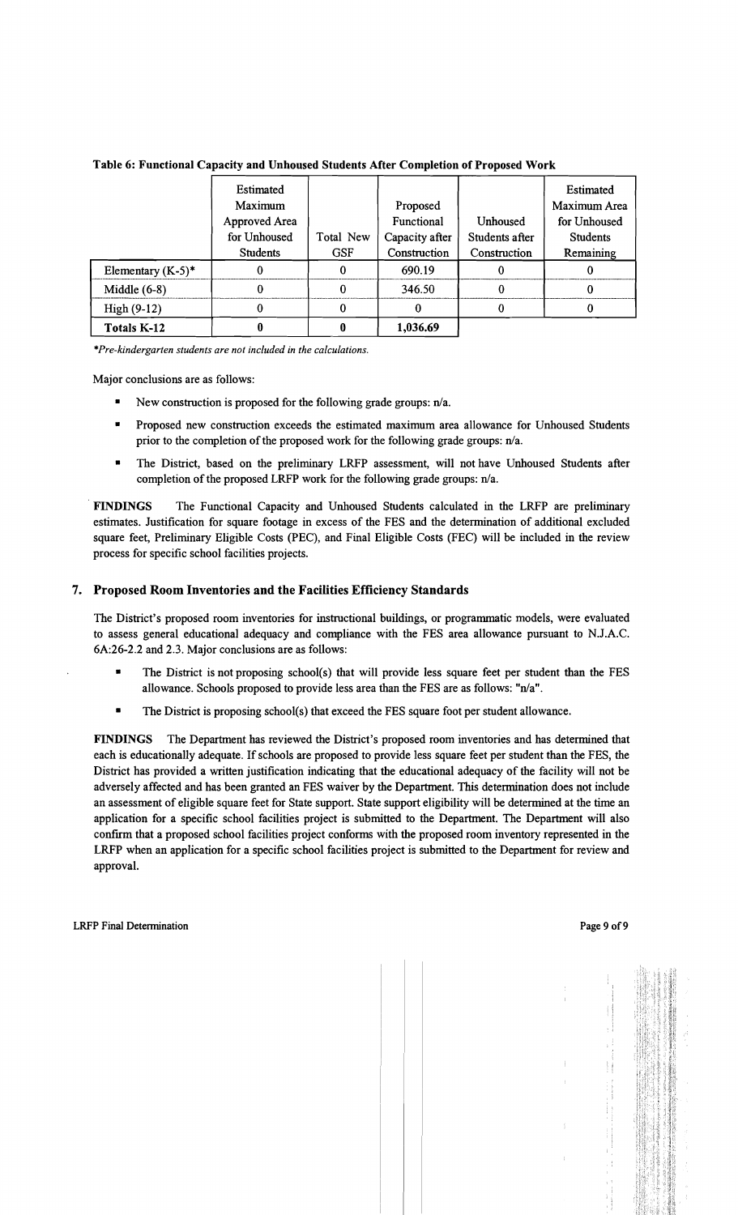**Table 6: Functional Capacity and Unhoused Students After Completion of Proposed Work**

| | Estimated Maximum Approved Area for Unhoused Students | Total New GSF | Proposed Functional Capacity after Construction | Unhoused Students after Construction | Estimated Maximum Area for Unhoused Students Remaining |
|---|---|---|---|---|---|
| Elementary (K-5)* | 0 | 0 | 690.19 | 0 | 0 |
| Middle (6-8) | 0 | 0 | 346.50 | 0 | 0 |
| High (9-12) | 0 | 0 | 0 | 0 | 0 |
| **Totals K-12** | **0** | **0** | **1,036.69** | | |

*\*Pre-kindergarten students are not included in the calculations.*

Major conclusions are as follows:

- New construction is proposed for the following grade groups: n/a.
- Proposed new construction exceeds the estimated maximum area allowance for Unhoused Students prior to the completion of the proposed work for the following grade groups: n/a.
- The District, based on the preliminary LRFP assessment, will not have Unhoused Students after completion of the proposed LRFP work for the following grade groups: n/a.

**FINDINGS** The Functional Capacity and Unhoused Students calculated in the LRFP are preliminary estimates. Justification for square footage in excess of the FES and the determination of additional excluded square feet, Preliminary Eligible Costs (PEC), and Final Eligible Costs (FEC) will be included in the review process for specific school facilities projects.

## 7. Proposed Room Inventories and the Facilities Efficiency Standards

The District's proposed room inventories for instructional buildings, or programmatic models, were evaluated to assess general educational adequacy and compliance with the FES area allowance pursuant to N.J.A.C. 6A:26-2.2 and 2.3. Major conclusions are as follows:

- The District is not proposing school(s) that will provide less square feet per student than the FES allowance. Schools proposed to provide less area than the FES are as follows: "n/a".
- The District is proposing school(s) that exceed the FES square foot per student allowance.

**FINDINGS** The Department has reviewed the District's proposed room inventories and has determined that each is educationally adequate. If schools are proposed to provide less square feet per student than the FES, the District has provided a written justification indicating that the educational adequacy of the facility will not be adversely affected and has been granted an FES waiver by the Department. This determination does not include an assessment of eligible square feet for State support. State support eligibility will be determined at the time an application for a specific school facilities project is submitted to the Department. The Department will also confirm that a proposed school facilities project conforms with the proposed room inventory represented in the LRFP when an application for a specific school facilities project is submitted to the Department for review and approval.